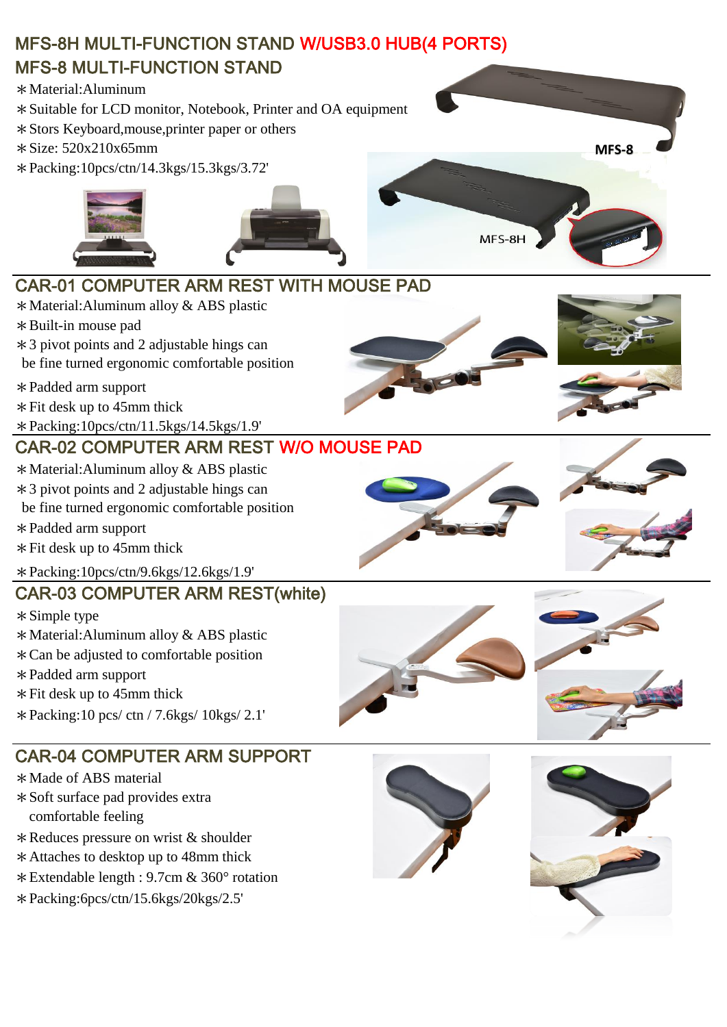## MFS-8H MULTI-FUNCTION STAND W/USB3.0 HUB(4 PORTS)
## MFS-8 MULTI-FUNCTION STAND

- ∗Material:Aluminum
- ∗Suitable for LCD monitor, Notebook, Printer and OA equipment
- ∗Stors Keyboard,mouse,printer paper or others
- ∗Size: 520x210x65mm
- ∗Packing:10pcs/ctn/14.3kgs/15.3kgs/3.72'

MFS-8

MFS-8H

## CAR-01 COMPUTER ARM REST WITH MOUSE PAD

- ∗Material:Aluminum alloy & ABS plastic
- ∗Built-in mouse pad
- ∗3 pivot points and 2 adjustable hings can be fine turned ergonomic comfortable position
- ∗Padded arm support
- ∗Fit desk up to 45mm thick
- ∗Packing:10pcs/ctn/11.5kgs/14.5kgs/1.9'

## CAR-02 COMPUTER ARM REST W/O MOUSE PAD

- ∗Material:Aluminum alloy & ABS plastic
- ∗3 pivot points and 2 adjustable hings can be fine turned ergonomic comfortable position
- ∗Padded arm support
- ∗Fit desk up to 45mm thick
- ∗Packing:10pcs/ctn/9.6kgs/12.6kgs/1.9'

## CAR-03 COMPUTER ARM REST(white)

- ∗Simple type
- ∗Material:Aluminum alloy & ABS plastic
- ∗Can be adjusted to comfortable position
- ∗Padded arm support
- ∗Fit desk up to 45mm thick
- ∗Packing:10 pcs/ ctn / 7.6kgs/ 10kgs/ 2.1'

## CAR-04 COMPUTER ARM SUPPORT

- ∗Made of ABS material
- ∗Soft surface pad provides extra comfortable feeling
- ∗Reduces pressure on wrist & shoulder
- ∗Attaches to desktop up to 48mm thick
- ∗Extendable length : 9.7cm & 360° rotation
- ∗Packing:6pcs/ctn/15.6kgs/20kgs/2.5'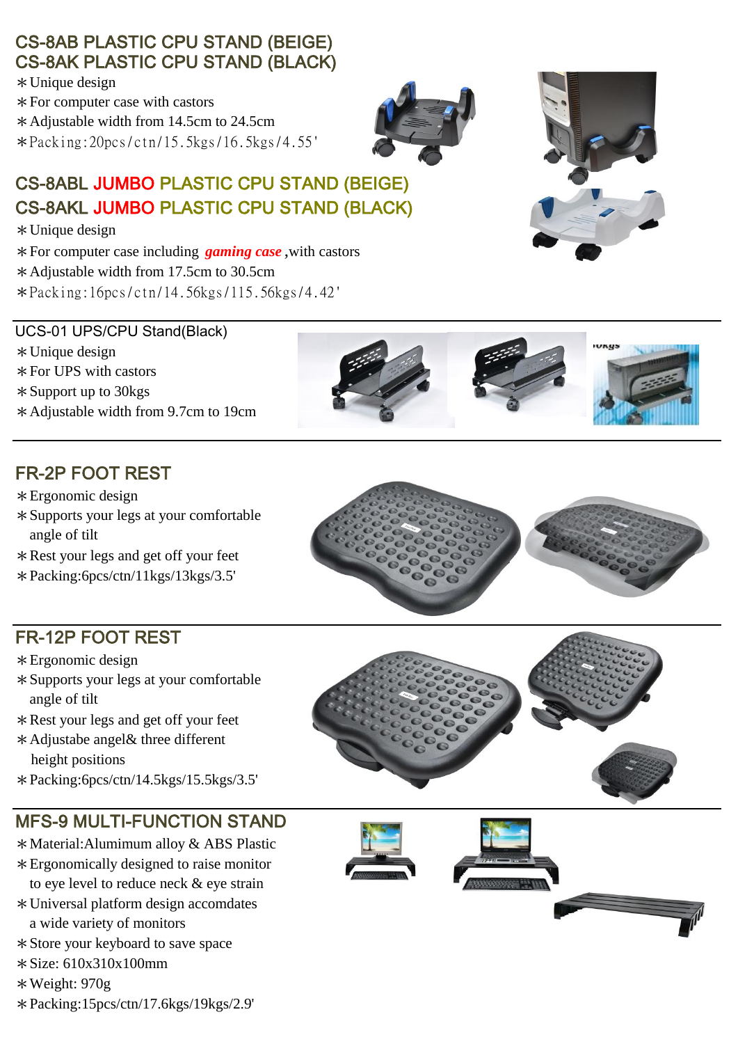## CS-8AB PLASTIC CPU STAND (BEIGE)
## CS-8AK PLASTIC CPU STAND (BLACK)

∗Unique design
∗For computer case with castors
∗Adjustable width from 14.5cm to 24.5cm
∗Packing:20pcs/ctn/15.5kgs/16.5kgs/4.55'

## CS-8ABL JUMBO PLASTIC CPU STAND (BEIGE)
## CS-8AKL JUMBO PLASTIC CPU STAND (BLACK)

∗Unique design
∗For computer case including ***gaming case*** ,with castors
∗Adjustable width from 17.5cm to 30.5cm
∗Packing:16pcs/ctn/14.56kgs/115.56kgs/4.42'

## UCS-01 UPS/CPU Stand(Black)

∗Unique design
∗For UPS with castors
∗Support up to 30kgs
∗Adjustable width from 9.7cm to 19cm

## FR-2P FOOT REST

∗Ergonomic design
∗Supports your legs at your comfortable angle of tilt
∗Rest your legs and get off your feet
∗Packing:6pcs/ctn/11kgs/13kgs/3.5'

## FR-12P FOOT REST

∗Ergonomic design
∗Supports your legs at your comfortable angle of tilt
∗Rest your legs and get off your feet
∗Adjustabe angel& three different height positions
∗Packing:6pcs/ctn/14.5kgs/15.5kgs/3.5'

## MFS-9 MULTI-FUNCTION STAND

∗Material:Alumimum alloy & ABS Plastic
∗Ergonomically designed to raise monitor to eye level to reduce neck & eye strain
∗Universal platform design accomdates a wide variety of monitors
∗Store your keyboard to save space
∗Size: 610x310x100mm
∗Weight: 970g
∗Packing:15pcs/ctn/17.6kgs/19kgs/2.9'